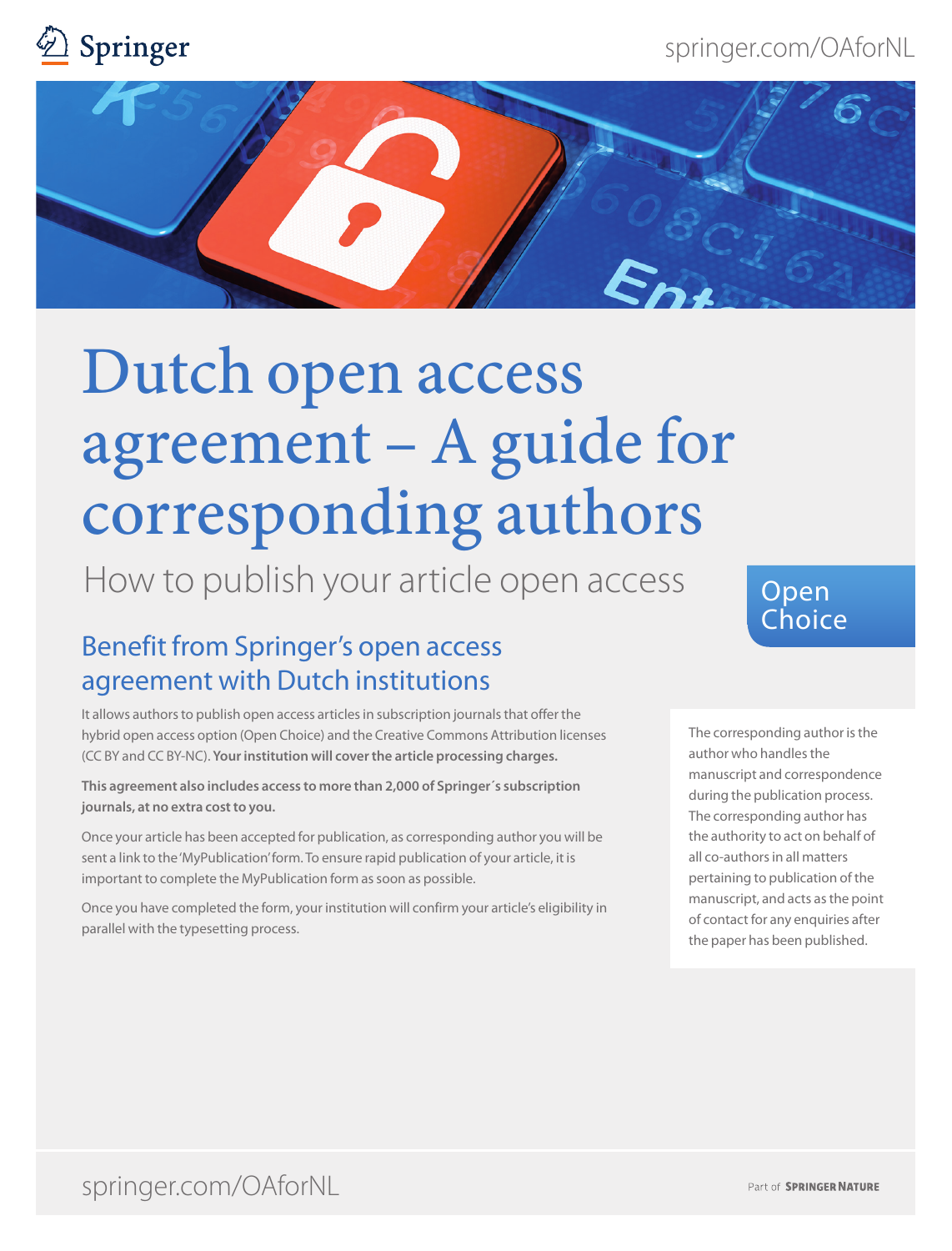# Dutch open access agreement – A guide for corresponding authors

How to publish your article open access

Open Choice

## Benefit from Springer's open access agreement with Dutch institutions

It allows authors to publish open access articles in subscription journals that offer the hybrid open access option (Open Choice) and the Creative Commons Attribution licenses (CC BY and CC BY-NC). **Your institution will cover the article processing charges.**

**This agreement also includes access to more than 2,000 of Springer´s subscription journals, at no extra cost to you.**

Once your article has been accepted for publication, as corresponding author you will be sent a link to the 'MyPublication' form. To ensure rapid publication of your article, it is important to complete the MyPublication form as soon as possible.

Once you have completed the form, your institution will confirm your article's eligibility in parallel with the typesetting process.

The corresponding author is the author who handles the manuscript and correspondence during the publication process. The corresponding author has the authority to act on behalf of all co-authors in all matters pertaining to publication of the manuscript, and acts as the point of contact for any enquiries after the paper has been published.

springer.com/OAforNL

Part of SPRINGER NATURE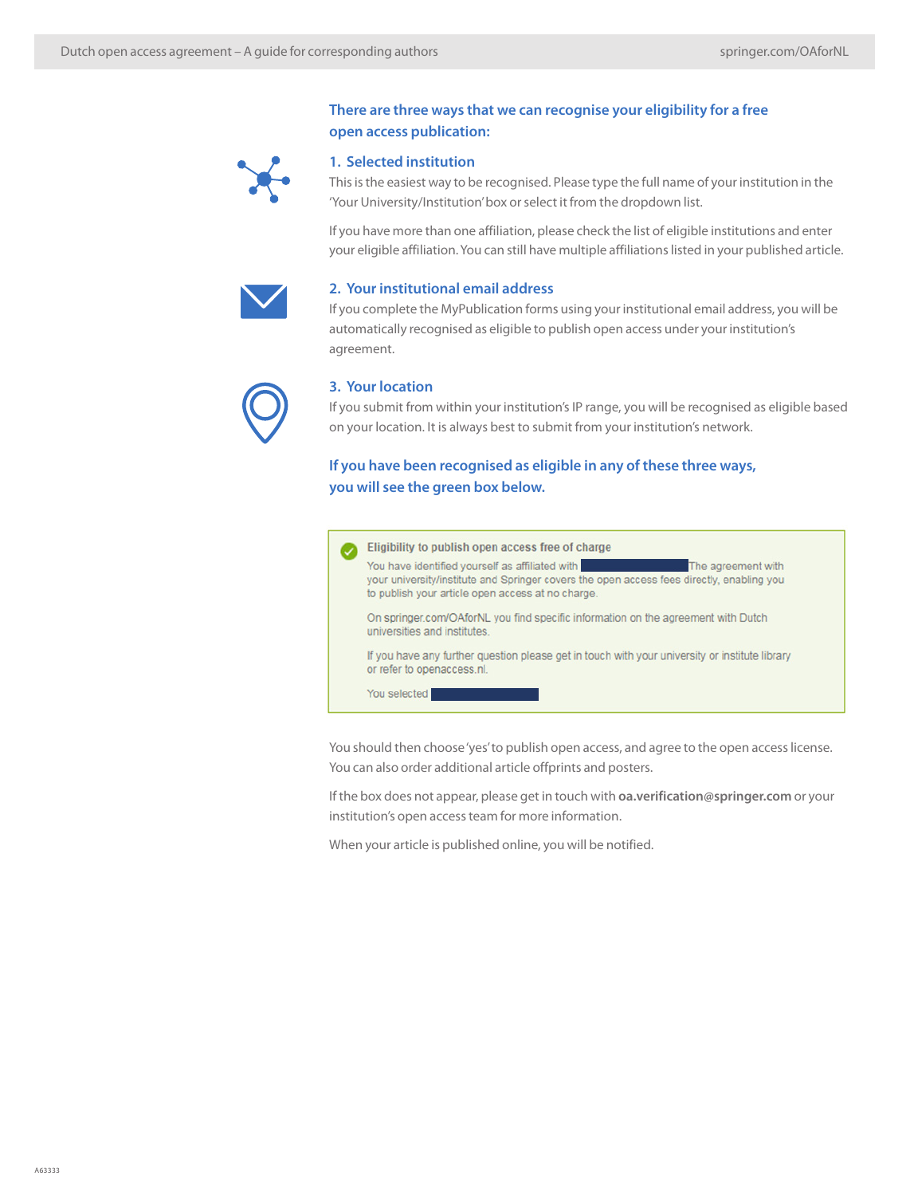## There are three ways that we can recognise your eligibility for a free open access publication:

### 1. Selected institution

This is the easiest way to be recognised. Please type the full name of your institution in the 'Your University/Institution' box or select it from the dropdown list.

If you have more than one affiliation, please check the list of eligible institutions and enter your eligible affiliation. You can still have multiple affiliations listed in your published article.

### 2. Your institutional email address

If you complete the MyPublication forms using your institutional email address, you will be automatically recognised as eligible to publish open access under your institution's agreement.

### 3. Your location

If you submit from within your institution's IP range, you will be recognised as eligible based on your location. It is always best to submit from your institution's network.

## If you have been recognised as eligible in any of these three ways, you will see the green box below.

**Eligibility to publish open access free of charge**

You have identified yourself as affiliated with The agreement with your university/institute and Springer covers the open access fees directly, enabling you to publish your article open access at no charge.

On springer.com/OAforNL you find specific information on the agreement with Dutch universities and institutes.

If you have any further question please get in touch with your university or institute library or refer to openaccess.nl.

You selected

You should then choose 'yes' to publish open access, and agree to the open access license. You can also order additional article offprints and posters.

If the box does not appear, please get in touch with **oa.verification@springer.com** or your institution's open access team for more information.

When your article is published online, you will be notified.